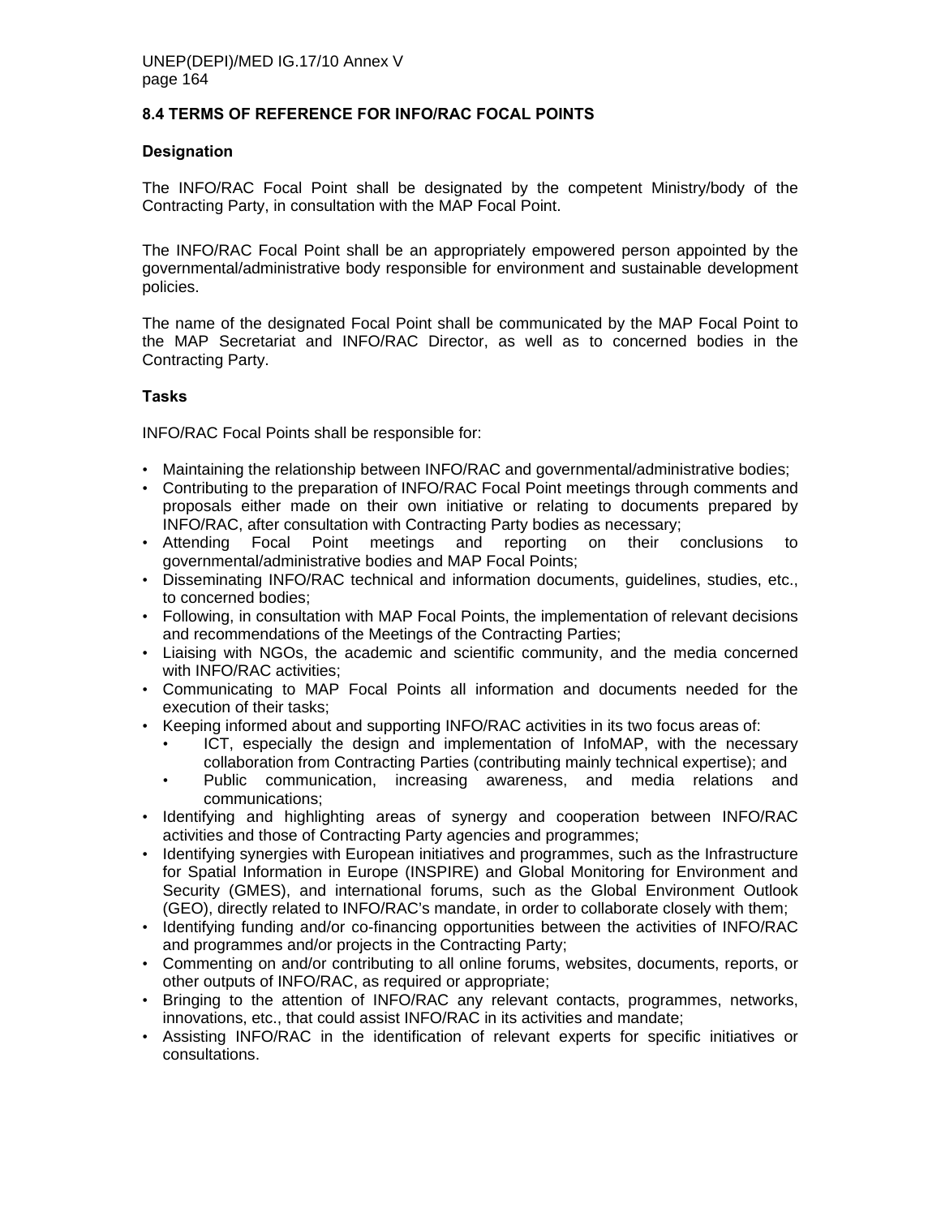## 8.4 TERMS OF REFERENCE FOR INFO/RAC FOCAL POINTS

### Designation

The INFO/RAC Focal Point shall be designated by the competent Ministry/body of the Contracting Party, in consultation with the MAP Focal Point.

The INFO/RAC Focal Point shall be an appropriately empowered person appointed by the governmental/administrative body responsible for environment and sustainable development policies.

The name of the designated Focal Point shall be communicated by the MAP Focal Point to the MAP Secretariat and INFO/RAC Director, as well as to concerned bodies in the Contracting Party.

### Tasks

INFO/RAC Focal Points shall be responsible for:

- Maintaining the relationship between INFO/RAC and governmental/administrative bodies;
- Contributing to the preparation of INFO/RAC Focal Point meetings through comments and proposals either made on their own initiative or relating to documents prepared by INFO/RAC, after consultation with Contracting Party bodies as necessary;
- Attending Focal Point meetings and reporting on their conclusions to governmental/administrative bodies and MAP Focal Points;
- Disseminating INFO/RAC technical and information documents, guidelines, studies, etc., to concerned bodies;
- Following, in consultation with MAP Focal Points, the implementation of relevant decisions and recommendations of the Meetings of the Contracting Parties;
- Liaising with NGOs, the academic and scientific community, and the media concerned with INFO/RAC activities;
- Communicating to MAP Focal Points all information and documents needed for the execution of their tasks;
- Keeping informed about and supporting INFO/RAC activities in its two focus areas of:
  - ICT, especially the design and implementation of InfoMAP, with the necessary collaboration from Contracting Parties (contributing mainly technical expertise); and
  - Public communication, increasing awareness, and media relations and communications;
- Identifying and highlighting areas of synergy and cooperation between INFO/RAC activities and those of Contracting Party agencies and programmes;
- Identifying synergies with European initiatives and programmes, such as the Infrastructure for Spatial Information in Europe (INSPIRE) and Global Monitoring for Environment and Security (GMES), and international forums, such as the Global Environment Outlook (GEO), directly related to INFO/RAC's mandate, in order to collaborate closely with them;
- Identifying funding and/or co-financing opportunities between the activities of INFO/RAC and programmes and/or projects in the Contracting Party;
- Commenting on and/or contributing to all online forums, websites, documents, reports, or other outputs of INFO/RAC, as required or appropriate;
- Bringing to the attention of INFO/RAC any relevant contacts, programmes, networks, innovations, etc., that could assist INFO/RAC in its activities and mandate;
- Assisting INFO/RAC in the identification of relevant experts for specific initiatives or consultations.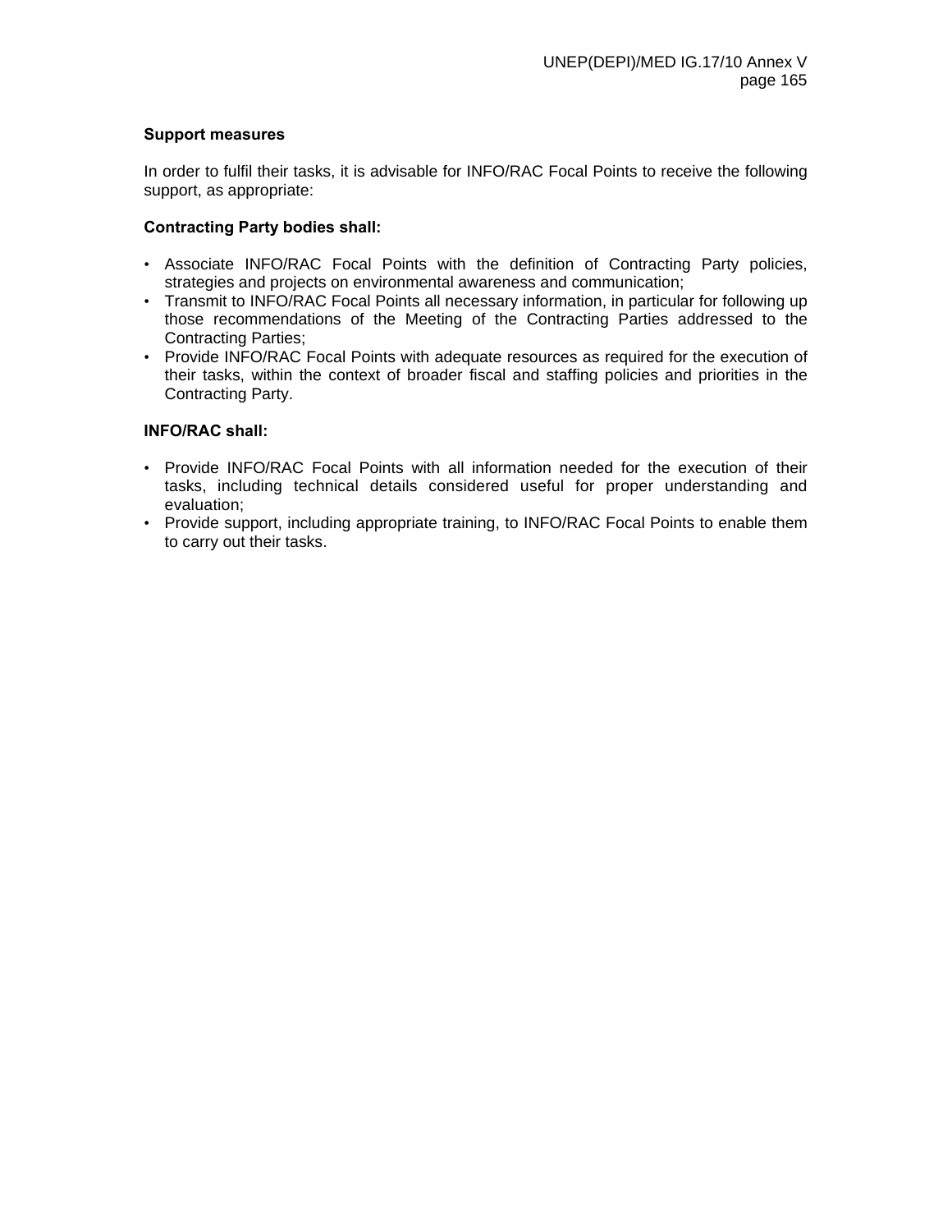**Support measures**

In order to fulfil their tasks, it is advisable for INFO/RAC Focal Points to receive the following support, as appropriate:

**Contracting Party bodies shall:**

- Associate INFO/RAC Focal Points with the definition of Contracting Party policies, strategies and projects on environmental awareness and communication;
- Transmit to INFO/RAC Focal Points all necessary information, in particular for following up those recommendations of the Meeting of the Contracting Parties addressed to the Contracting Parties;
- Provide INFO/RAC Focal Points with adequate resources as required for the execution of their tasks, within the context of broader fiscal and staffing policies and priorities in the Contracting Party.

**INFO/RAC shall:**

- Provide INFO/RAC Focal Points with all information needed for the execution of their tasks, including technical details considered useful for proper understanding and evaluation;
- Provide support, including appropriate training, to INFO/RAC Focal Points to enable them to carry out their tasks.